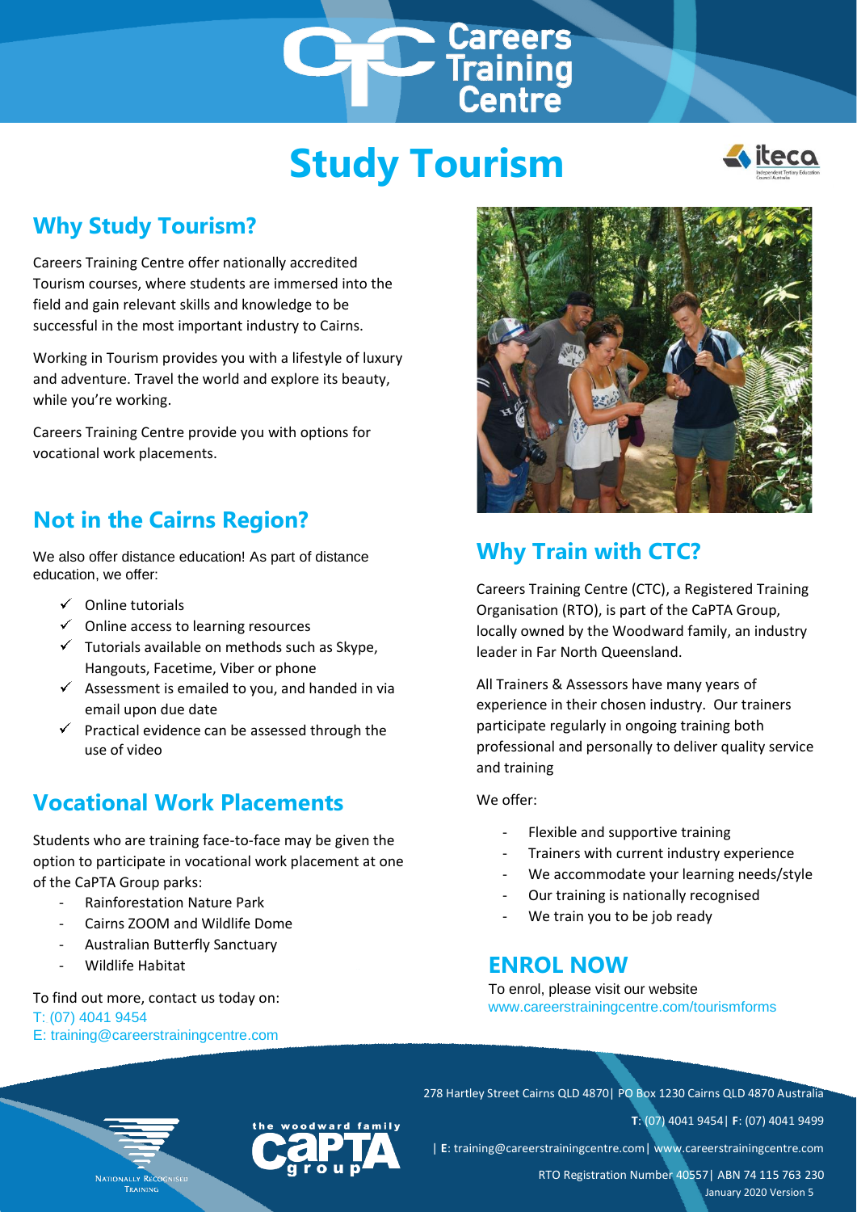# Careers Training Centre

# Study Tourism

## Why Study Tourism?

Careers Training Centre offer nationally accredited Tourism courses, where students are immersed into the field and gain relevant skills and knowledge to be successful in the most important industry to Cairns.

Working in Tourism provides you with a lifestyle of luxury and adventure. Travel the world and explore its beauty, while you're working.

Careers Training Centre provide you with options for vocational work placements.

## Not in the Cairns Region?

We also offer distance education! As part of distance education, we offer:

- ✓ Online tutorials
- ✓ Online access to learning resources
- ✓ Tutorials available on methods such as Skype, Hangouts, Facetime, Viber or phone
- ✓ Assessment is emailed to you, and handed in via email upon due date
- ✓ Practical evidence can be assessed through the use of video

## Vocational Work Placements

Students who are training face-to-face may be given the option to participate in vocational work placement at one of the CaPTA Group parks:

- Rainforestation Nature Park
- Cairns ZOOM and Wildlife Dome
- Australian Butterfly Sanctuary
- Wildlife Habitat

To find out more, contact us today on:
T: (07) 4041 9454
E: training@careerstrainingcentre.com

## Why Train with CTC?

Careers Training Centre (CTC), a Registered Training Organisation (RTO), is part of the CaPTA Group, locally owned by the Woodward family, an industry leader in Far North Queensland.

All Trainers & Assessors have many years of experience in their chosen industry. Our trainers participate regularly in ongoing training both professional and personally to deliver quality service and training

We offer:

- Flexible and supportive training
- Trainers with current industry experience
- We accommodate your learning needs/style
- Our training is nationally recognised
- We train you to be job ready

## ENROL NOW

To enrol, please visit our website
www.careerstrainingcentre.com/tourismforms

278 Hartley Street Cairns QLD 4870| PO Box 1230 Cairns QLD 4870 Australia
T: (07) 4041 9454| F: (07) 4041 9499
| E: training@careerstrainingcentre.com| www.careerstrainingcentre.com
RTO Registration Number 40557| ABN 74 115 763 230
January 2020 Version 5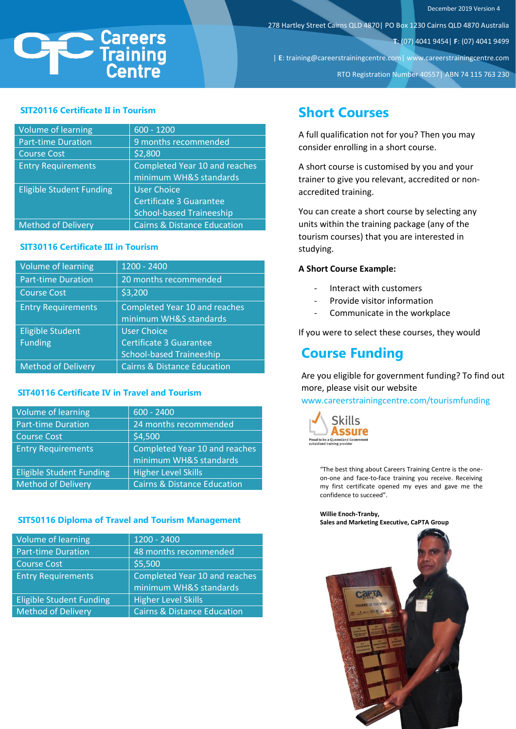December 2019 Version 4

278 Hartley Street Cairns QLD 4870| PO Box 1230 Cairns QLD 4870 Australia

T: (07) 4041 9454| F: (07) 4041 9499

| E: training@careerstrainingcentre.com| www.careerstrainingcentre.com

RTO Registration Number 40557| ABN 74 115 763 230

Careers Training Centre

### SIT20116 Certificate II in Tourism

| | |
|---|---|
| Volume of learning | 600 - 1200 |
| Part-time Duration | 9 months recommended |
| Course Cost | $2,800 |
| Entry Requirements | Completed Year 10 and reaches minimum WH&S standards |
| Eligible Student Funding | User Choice<br>Certificate 3 Guarantee<br>School-based Traineeship |
| Method of Delivery | Cairns & Distance Education |

### SIT30116 Certificate III in Tourism

| | |
|---|---|
| Volume of learning | 1200 - 2400 |
| Part-time Duration | 20 months recommended |
| Course Cost | $3,200 |
| Entry Requirements | Completed Year 10 and reaches minimum WH&S standards |
| Eligible Student Funding | User Choice<br>Certificate 3 Guarantee<br>School-based Traineeship |
| Method of Delivery | Cairns & Distance Education |

### SIT40116 Certificate IV in Travel and Tourism

| | |
|---|---|
| Volume of learning | 600 - 2400 |
| Part-time Duration | 24 months recommended |
| Course Cost | $4,500 |
| Entry Requirements | Completed Year 10 and reaches minimum WH&S standards |
| Eligible Student Funding | Higher Level Skills |
| Method of Delivery | Cairns & Distance Education |

### SIT50116 Diploma of Travel and Tourism Management

| | |
|---|---|
| Volume of learning | 1200 - 2400 |
| Part-time Duration | 48 months recommended |
| Course Cost | $5,500 |
| Entry Requirements | Completed Year 10 and reaches minimum WH&S standards |
| Eligible Student Funding | Higher Level Skills |
| Method of Delivery | Cairns & Distance Education |

## Short Courses

A full qualification not for you? Then you may consider enrolling in a short course.

A short course is customised by you and your trainer to give you relevant, accredited or non-accredited training.

You can create a short course by selecting any units within the training package (any of the tourism courses) that you are interested in studying.

**A Short Course Example:**

- Interact with customers
- Provide visitor information
- Communicate in the workplace

If you were to select these courses, they would

## Course Funding

Are you eligible for government funding? To find out more, please visit our website www.careerstrainingcentre.com/tourismfunding

Skills Assure
Proud to be a Queensland Government subsidised training provider

"The best thing about Careers Training Centre is the one-on-one and face-to-face training you receive. Receiving my first certificate opened my eyes and gave me the confidence to succeed".

**Willie Enoch-Tranby,**
**Sales and Marketing Executive, CaPTA Group**